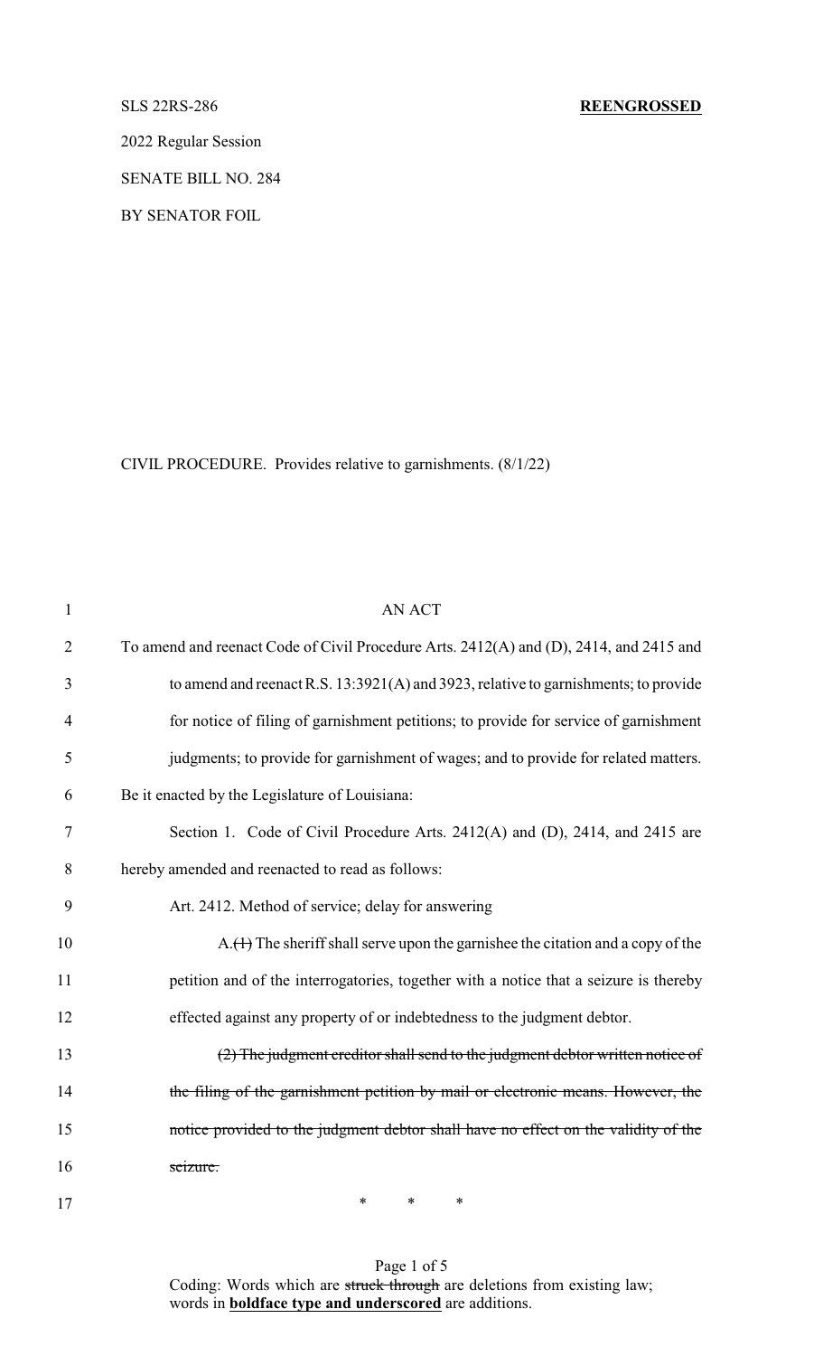SLS 22RS-286 **REENGROSSED**

2022 Regular Session

SENATE BILL NO. 284

BY SENATOR FOIL

CIVIL PROCEDURE. Provides relative to garnishments. (8/1/22)

AN ACT

To amend and reenact Code of Civil Procedure Arts. 2412(A) and (D), 2414, and 2415 and to amend and reenact R.S. 13:3921(A) and 3923, relative to garnishments; to provide for notice of filing of garnishment petitions; to provide for service of garnishment judgments; to provide for garnishment of wages; and to provide for related matters.

Be it enacted by the Legislature of Louisiana:

Section 1. Code of Civil Procedure Arts. 2412(A) and (D), 2414, and 2415 are hereby amended and reenacted to read as follows:

Art. 2412. Method of service; delay for answering

A.~~(1)~~ The sheriff shall serve upon the garnishee the citation and a copy of the petition and of the interrogatories, together with a notice that a seizure is thereby effected against any property of or indebtedness to the judgment debtor.

~~(2) The judgment creditor shall send to the judgment debtor written notice of the filing of the garnishment petition by mail or electronic means. However, the notice provided to the judgment debtor shall have no effect on the validity of the seizure.~~

\* \* \*

Coding: Words which are ~~struck through~~ are deletions from existing law; words in **boldface type and underscored** are additions.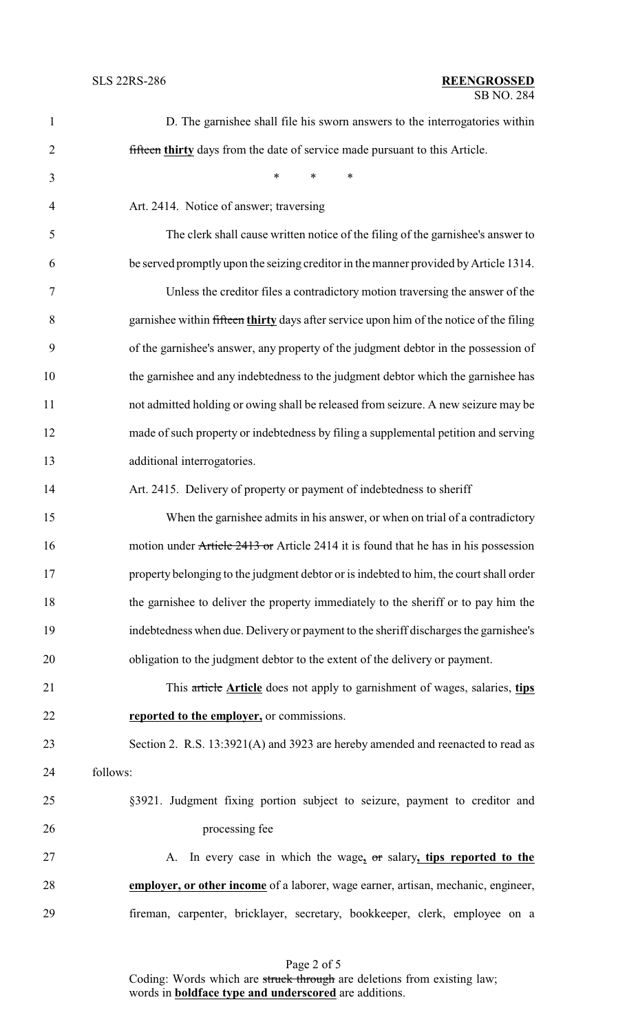D. The garnishee shall file his sworn answers to the interrogatories within ~~fifteen~~ **thirty** days from the date of service made pursuant to this Article.

\* \* \*

Art. 2414. Notice of answer; traversing

The clerk shall cause written notice of the filing of the garnishee's answer to be served promptly upon the seizing creditor in the manner provided by Article 1314.

Unless the creditor files a contradictory motion traversing the answer of the garnishee within ~~fifteen~~ **thirty** days after service upon him of the notice of the filing of the garnishee's answer, any property of the judgment debtor in the possession of the garnishee and any indebtedness to the judgment debtor which the garnishee has not admitted holding or owing shall be released from seizure. A new seizure may be made of such property or indebtedness by filing a supplemental petition and serving additional interrogatories.

Art. 2415. Delivery of property or payment of indebtedness to sheriff

When the garnishee admits in his answer, or when on trial of a contradictory motion under ~~Article 2413 or~~ Article 2414 it is found that he has in his possession property belonging to the judgment debtor or is indebted to him, the court shall order the garnishee to deliver the property immediately to the sheriff or to pay him the indebtedness when due. Delivery or payment to the sheriff discharges the garnishee's obligation to the judgment debtor to the extent of the delivery or payment.

This ~~article~~ **Article** does not apply to garnishment of wages, salaries, **tips reported to the employer,** or commissions.

Section 2. R.S. 13:3921(A) and 3923 are hereby amended and reenacted to read as follows:

§3921. Judgment fixing portion subject to seizure, payment to creditor and processing fee

A. In every case in which the wage**,** ~~or~~ salary**, tips reported to the employer, or other income** of a laborer, wage earner, artisan, mechanic, engineer, fireman, carpenter, bricklayer, secretary, bookkeeper, clerk, employee on a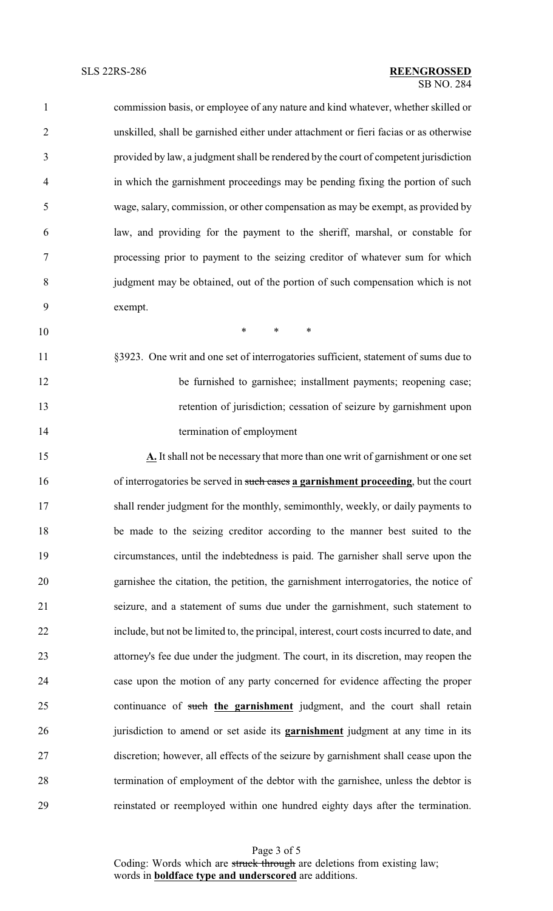commission basis, or employee of any nature and kind whatever, whether skilled or unskilled, shall be garnished either under attachment or fieri facias or as otherwise provided by law, a judgment shall be rendered by the court of competent jurisdiction in which the garnishment proceedings may be pending fixing the portion of such wage, salary, commission, or other compensation as may be exempt, as provided by law, and providing for the payment to the sheriff, marshal, or constable for processing prior to payment to the seizing creditor of whatever sum for which judgment may be obtained, out of the portion of such compensation which is not exempt.

\* \* \*

§3923. One writ and one set of interrogatories sufficient, statement of sums due to be furnished to garnishee; installment payments; reopening case; retention of jurisdiction; cessation of seizure by garnishment upon termination of employment

**A.** It shall not be necessary that more than one writ of garnishment or one set of interrogatories be served in ~~such cases~~ **a garnishment proceeding**, but the court shall render judgment for the monthly, semimonthly, weekly, or daily payments to be made to the seizing creditor according to the manner best suited to the circumstances, until the indebtedness is paid. The garnisher shall serve upon the garnishee the citation, the petition, the garnishment interrogatories, the notice of seizure, and a statement of sums due under the garnishment, such statement to include, but not be limited to, the principal, interest, court costs incurred to date, and attorney's fee due under the judgment. The court, in its discretion, may reopen the case upon the motion of any party concerned for evidence affecting the proper continuance of ~~such~~ **the garnishment** judgment, and the court shall retain jurisdiction to amend or set aside its **garnishment** judgment at any time in its discretion; however, all effects of the seizure by garnishment shall cease upon the termination of employment of the debtor with the garnishee, unless the debtor is reinstated or reemployed within one hundred eighty days after the termination.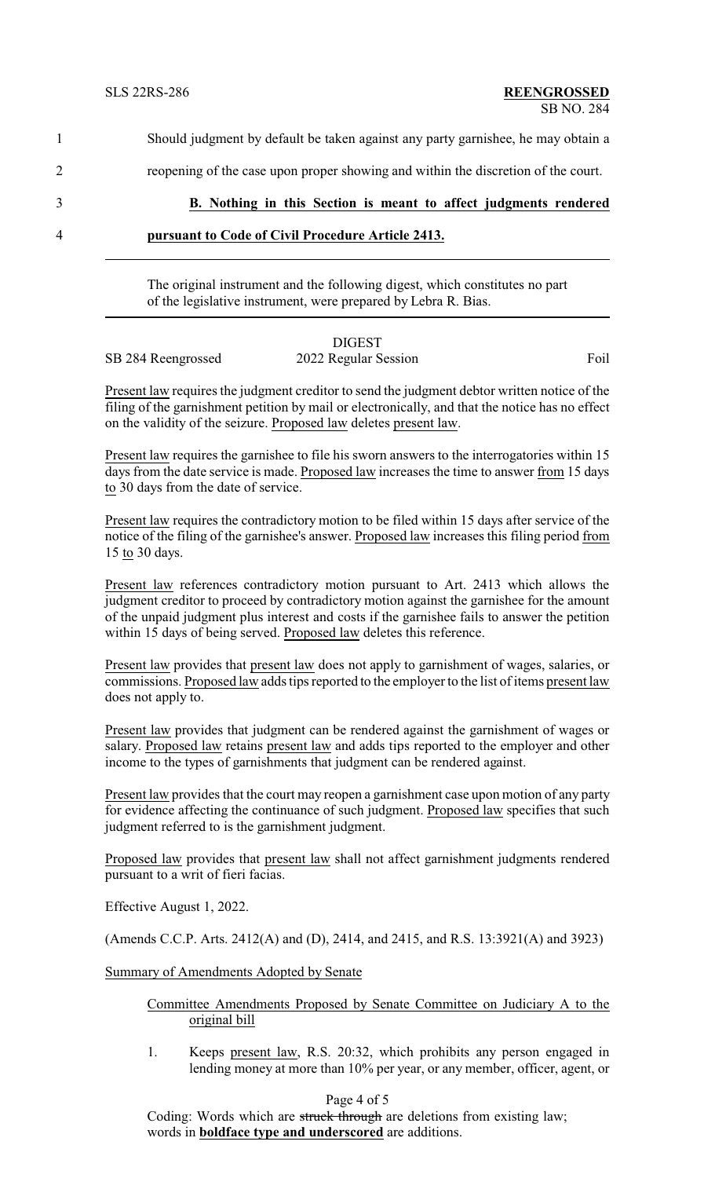Should judgment by default be taken against any party garnishee, he may obtain a reopening of the case upon proper showing and within the discretion of the court.

**B. Nothing in this Section is meant to affect judgments rendered pursuant to Code of Civil Procedure Article 2413.**

---

The original instrument and the following digest, which constitutes no part of the legislative instrument, were prepared by Lebra R. Bias.

---

DIGEST

SB 284 Reengrossed — 2022 Regular Session — Foil

Present law requires the judgment creditor to send the judgment debtor written notice of the filing of the garnishment petition by mail or electronically, and that the notice has no effect on the validity of the seizure. Proposed law deletes present law.

Present law requires the garnishee to file his sworn answers to the interrogatories within 15 days from the date service is made. Proposed law increases the time to answer from 15 days to 30 days from the date of service.

Present law requires the contradictory motion to be filed within 15 days after service of the notice of the filing of the garnishee's answer. Proposed law increases this filing period from 15 to 30 days.

Present law references contradictory motion pursuant to Art. 2413 which allows the judgment creditor to proceed by contradictory motion against the garnishee for the amount of the unpaid judgment plus interest and costs if the garnishee fails to answer the petition within 15 days of being served. Proposed law deletes this reference.

Present law provides that present law does not apply to garnishment of wages, salaries, or commissions. Proposed law adds tips reported to the employer to the list of items present law does not apply to.

Present law provides that judgment can be rendered against the garnishment of wages or salary. Proposed law retains present law and adds tips reported to the employer and other income to the types of garnishments that judgment can be rendered against.

Present law provides that the court may reopen a garnishment case upon motion of any party for evidence affecting the continuance of such judgment. Proposed law specifies that such judgment referred to is the garnishment judgment.

Proposed law provides that present law shall not affect garnishment judgments rendered pursuant to a writ of fieri facias.

Effective August 1, 2022.

(Amends C.C.P. Arts. 2412(A) and (D), 2414, and 2415, and R.S. 13:3921(A) and 3923)

Summary of Amendments Adopted by Senate

Committee Amendments Proposed by Senate Committee on Judiciary A to the original bill

1. Keeps present law, R.S. 20:32, which prohibits any person engaged in lending money at more than 10% per year, or any member, officer, agent, or

Coding: Words which are ~~struck through~~ are deletions from existing law; words in **boldface type and underscored** are additions.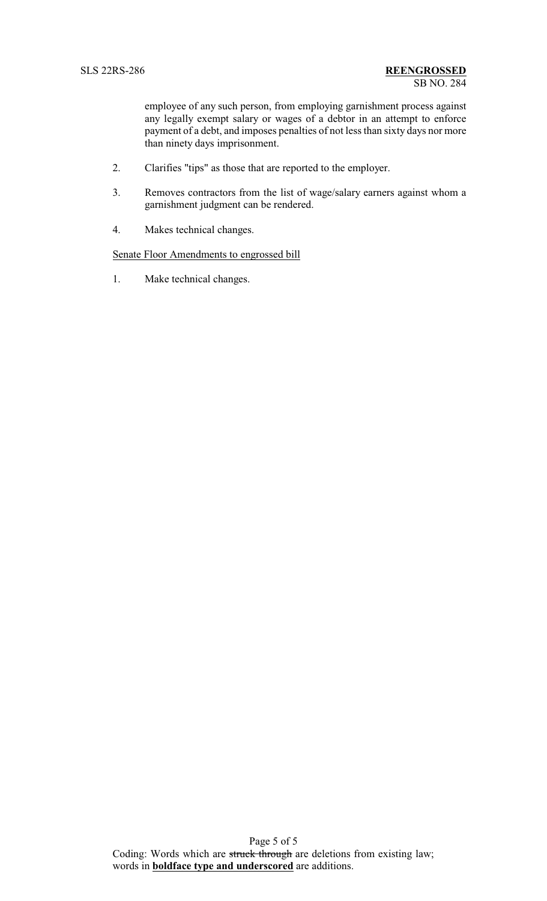employee of any such person, from employing garnishment process against any legally exempt salary or wages of a debtor in an attempt to enforce payment of a debt, and imposes penalties of not less than sixty days nor more than ninety days imprisonment.

2. Clarifies "tips" as those that are reported to the employer.

3. Removes contractors from the list of wage/salary earners against whom a garnishment judgment can be rendered.

4. Makes technical changes.

<u>Senate Floor Amendments to engrossed bill</u>

1. Make technical changes.

Coding: Words which are ~~struck through~~ are deletions from existing law; words in **<u>boldface type and underscored</u>** are additions.